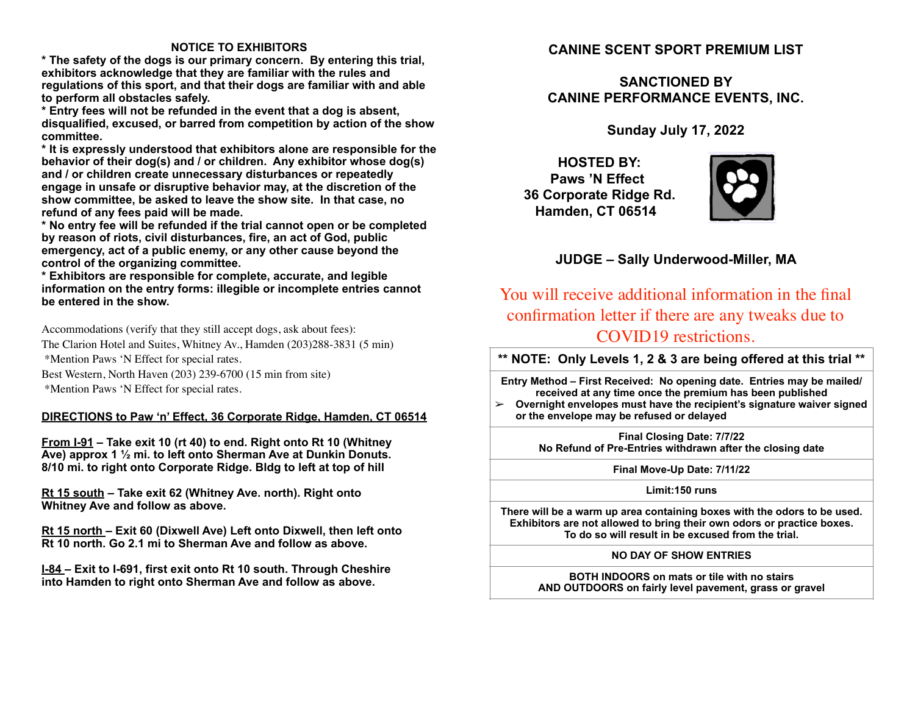## NOTICE TO EXHIBITORS

**\* The safety of the dogs is our primary concern. By entering this trial, exhibitors acknowledge that they are familiar with the rules and regulations of this sport, and that their dogs are familiar with and able to perform all obstacles safely.**

**\* Entry fees will not be refunded in the event that a dog is absent, disqualified, excused, or barred from competition by action of the show committee.**

**\* It is expressly understood that exhibitors alone are responsible for the behavior of their dog(s) and / or children. Any exhibitor whose dog(s) and / or children create unnecessary disturbances or repeatedly engage in unsafe or disruptive behavior may, at the discretion of the show committee, be asked to leave the show site. In that case, no refund of any fees paid will be made.**

**\* No entry fee will be refunded if the trial cannot open or be completed by reason of riots, civil disturbances, fire, an act of God, public emergency, act of a public enemy, or any other cause beyond the control of the organizing committee.**

**\* Exhibitors are responsible for complete, accurate, and legible information on the entry forms: illegible or incomplete entries cannot be entered in the show.**

Accommodations (verify that they still accept dogs, ask about fees):

The Clarion Hotel and Suites, Whitney Av., Hamden (203)288-3831 (5 min)

*Mention Paws 'N Effect for special rates.

Best Western, North Haven (203) 239-6700 (15 min from site)

*Mention Paws 'N Effect for special rates.

**DIRECTIONS to Paw 'n' Effect, 36 Corporate Ridge, Hamden, CT 06514**

**From I-91 – Take exit 10 (rt 40) to end. Right onto Rt 10 (Whitney Ave) approx 1 ½ mi. to left onto Sherman Ave at Dunkin Donuts. 8/10 mi. to right onto Corporate Ridge. Bldg to left at top of hill**

**Rt 15 south – Take exit 62 (Whitney Ave. north). Right onto Whitney Ave and follow as above.**

**Rt 15 north – Exit 60 (Dixwell Ave) Left onto Dixwell, then left onto Rt 10 north. Go 2.1 mi to Sherman Ave and follow as above.**

**I-84 – Exit to I-691, first exit onto Rt 10 south. Through Cheshire into Hamden to right onto Sherman Ave and follow as above.**

# CANINE SCENT SPORT PREMIUM LIST

## SANCTIONED BY CANINE PERFORMANCE EVENTS, INC.

## Sunday July 17, 2022

**HOSTED BY:**
**Paws 'N Effect**
**36 Corporate Ridge Rd.**
**Hamden, CT 06514**

## JUDGE – Sally Underwood-Miller, MA

You will receive additional information in the final confirmation letter if there are any tweaks due to COVID19 restrictions.

**\*\* NOTE: Only Levels 1, 2 & 3 are being offered at this trial \*\***

**Entry Method – First Received: No opening date. Entries may be mailed/ received at any time once the premium has been published**

- **Overnight envelopes must have the recipient's signature waiver signed or the envelope may be refused or delayed**

**Final Closing Date: 7/7/22**
**No Refund of Pre-Entries withdrawn after the closing date**

**Final Move-Up Date: 7/11/22**

**Limit:150 runs**

**There will be a warm up area containing boxes with the odors to be used. Exhibitors are not allowed to bring their own odors or practice boxes. To do so will result in be excused from the trial.**

**NO DAY OF SHOW ENTRIES**

**BOTH INDOORS on mats or tile with no stairs**
**AND OUTDOORS on fairly level pavement, grass or gravel**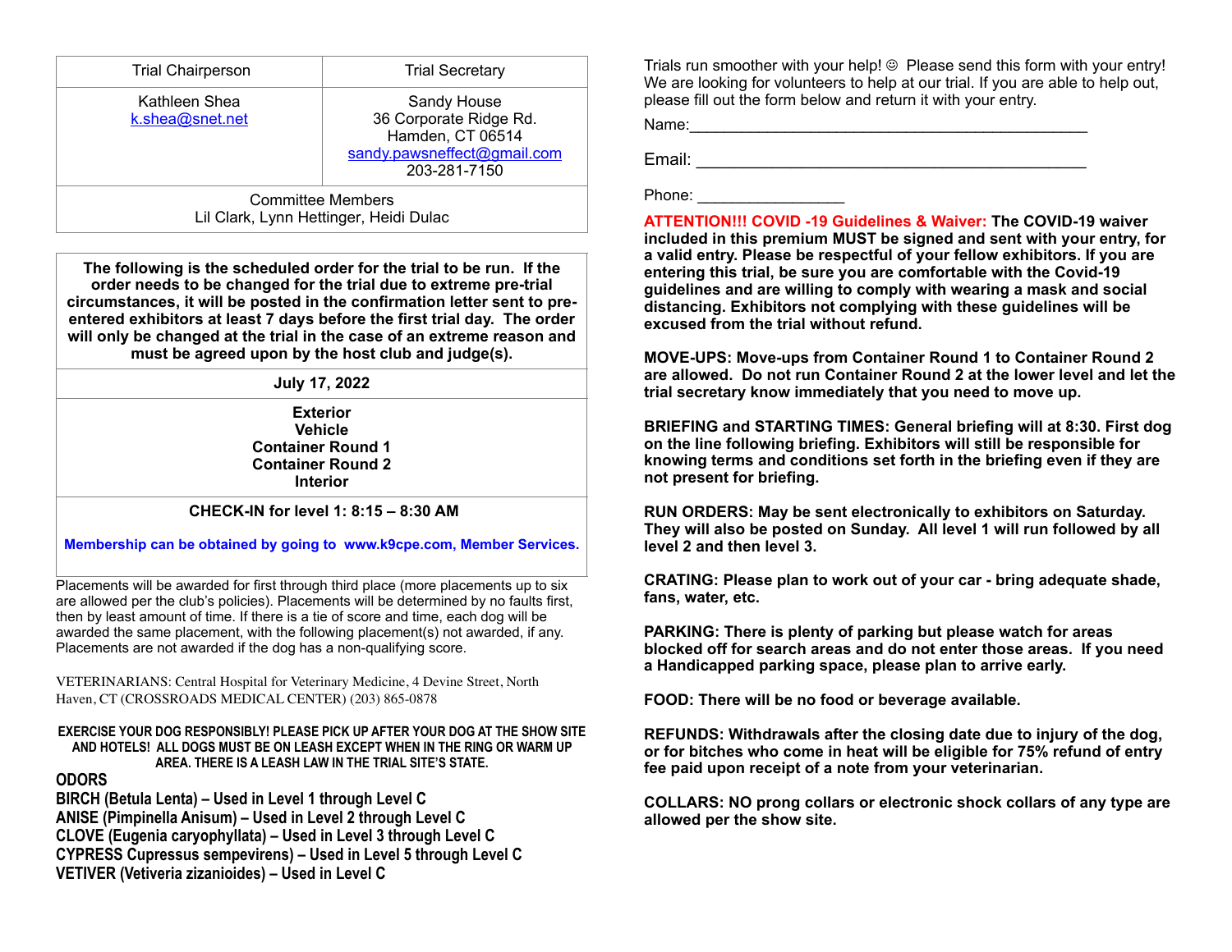| Trial Chairperson | Trial Secretary |
|---|---|
| Kathleen Shea<br>k.shea@snet.net | Sandy House<br>36 Corporate Ridge Rd.<br>Hamden, CT 06514<br>sandy.pawsneffect@gmail.com<br>203-281-7150 |
| Committee Members<br>Lil Clark, Lynn Hettinger, Heidi Dulac | |

| |
|---|
| **The following is the scheduled order for the trial to be run. If the order needs to be changed for the trial due to extreme pre-trial circumstances, it will be posted in the confirmation letter sent to pre-entered exhibitors at least 7 days before the first trial day. The order will only be changed at the trial in the case of an extreme reason and must be agreed upon by the host club and judge(s).** |
| **July 17, 2022** |
| **Exterior**<br>**Vehicle**<br>**Container Round 1**<br>**Container Round 2**<br>**Interior** |
| **CHECK-IN for level 1: 8:15 – 8:30 AM**<br><br>**Membership can be obtained by going to www.k9cpe.com, Member Services.** |

Placements will be awarded for first through third place (more placements up to six are allowed per the club's policies). Placements will be determined by no faults first, then by least amount of time. If there is a tie of score and time, each dog will be awarded the same placement, with the following placement(s) not awarded, if any. Placements are not awarded if the dog has a non-qualifying score.

VETERINARIANS: Central Hospital for Veterinary Medicine, 4 Devine Street, North Haven, CT (CROSSROADS MEDICAL CENTER) (203) 865-0878

**EXERCISE YOUR DOG RESPONSIBLY! PLEASE PICK UP AFTER YOUR DOG AT THE SHOW SITE AND HOTELS! ALL DOGS MUST BE ON LEASH EXCEPT WHEN IN THE RING OR WARM UP AREA. THERE IS A LEASH LAW IN THE TRIAL SITE'S STATE.**

**ODORS**

**BIRCH (Betula Lenta) – Used in Level 1 through Level C**
**ANISE (Pimpinella Anisum) – Used in Level 2 through Level C**
**CLOVE (Eugenia caryophyllata) – Used in Level 3 through Level C**
**CYPRESS Cupressus sempevirens) – Used in Level 5 through Level C**
**VETIVER (Vetiveria zizanioides) – Used in Level C**

Trials run smoother with your help! ☺ Please send this form with your entry! We are looking for volunteers to help at our trial. If you are able to help out, please fill out the form below and return it with your entry.

Name:_______________________________________________

Email: ______________________________________________

Phone: ________________

**ATTENTION!!! COVID -19 Guidelines & Waiver: The COVID-19 waiver included in this premium MUST be signed and sent with your entry, for a valid entry. Please be respectful of your fellow exhibitors. If you are entering this trial, be sure you are comfortable with the Covid-19 guidelines and are willing to comply with wearing a mask and social distancing. Exhibitors not complying with these guidelines will be excused from the trial without refund.**

**MOVE-UPS: Move-ups from Container Round 1 to Container Round 2 are allowed. Do not run Container Round 2 at the lower level and let the trial secretary know immediately that you need to move up.**

**BRIEFING and STARTING TIMES: General briefing will at 8:30. First dog on the line following briefing. Exhibitors will still be responsible for knowing terms and conditions set forth in the briefing even if they are not present for briefing.**

**RUN ORDERS: May be sent electronically to exhibitors on Saturday. They will also be posted on Sunday. All level 1 will run followed by all level 2 and then level 3.**

**CRATING: Please plan to work out of your car - bring adequate shade, fans, water, etc.**

**PARKING: There is plenty of parking but please watch for areas blocked off for search areas and do not enter those areas. If you need a Handicapped parking space, please plan to arrive early.**

**FOOD: There will be no food or beverage available.**

**REFUNDS: Withdrawals after the closing date due to injury of the dog, or for bitches who come in heat will be eligible for 75% refund of entry fee paid upon receipt of a note from your veterinarian.**

**COLLARS: NO prong collars or electronic shock collars of any type are allowed per the show site.**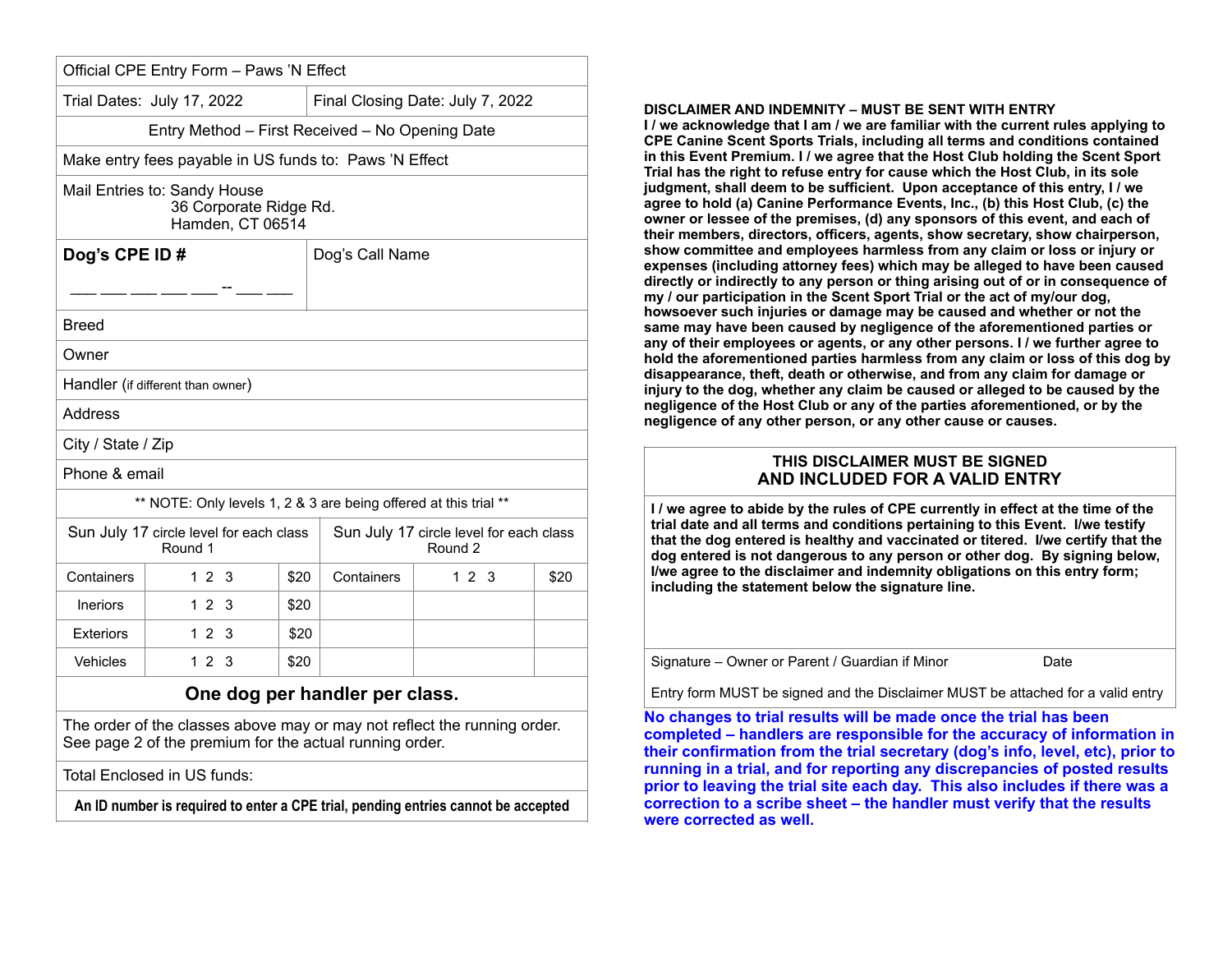| Official CPE Entry Form – Paws 'N Effect | |
|---|---|
| Trial Dates: July 17, 2022 | Final Closing Date: July 7, 2022 |
| Entry Method – First Received – No Opening Date | |
| Make entry fees payable in US funds to: Paws 'N Effect | |
| Mail Entries to: Sandy House<br>36 Corporate Ridge Rd.<br>Hamden, CT 06514 | |
| **Dog's CPE ID #**<br>___ ___ ___ ___ ___ -- ___ ___ | Dog's Call Name |
| Breed | |
| Owner | |
| Handler (if different than owner) | |
| Address | |
| City / State / Zip | |
| Phone & email | |

** NOTE: Only levels 1, 2 & 3 are being offered at this trial **

| Sun July 17 circle level for each class Round 1 | | | Sun July 17 circle level for each class Round 2 | | |
|---|---|---|---|---|---|
| Containers | 1 2 3 | $20 | Containers | 1 2 3 | $20 |
| Ineriors | 1 2 3 | $20 | | | |
| Exteriors | 1 2 3 | $20 | | | |
| Vehicles | 1 2 3 | $20 | | | |

**One dog per handler per class.**

The order of the classes above may or may not reflect the running order. See page 2 of the premium for the actual running order.

Total Enclosed in US funds:

**An ID number is required to enter a CPE trial, pending entries cannot be accepted**

**DISCLAIMER AND INDEMNITY – MUST BE SENT WITH ENTRY**

**I / we acknowledge that I am / we are familiar with the current rules applying to CPE Canine Scent Sports Trials, including all terms and conditions contained in this Event Premium. I / we agree that the Host Club holding the Scent Sport Trial has the right to refuse entry for cause which the Host Club, in its sole judgment, shall deem to be sufficient. Upon acceptance of this entry, I / we agree to hold (a) Canine Performance Events, Inc., (b) this Host Club, (c) the owner or lessee of the premises, (d) any sponsors of this event, and each of their members, directors, officers, agents, show secretary, show chairperson, show committee and employees harmless from any claim or loss or injury or expenses (including attorney fees) which may be alleged to have been caused directly or indirectly to any person or thing arising out of or in consequence of my / our participation in the Scent Sport Trial or the act of my/our dog, howsoever such injuries or damage may be caused and whether or not the same may have been caused by negligence of the aforementioned parties or any of their employees or agents, or any other persons. I / we further agree to hold the aforementioned parties harmless from any claim or loss of this dog by disappearance, theft, death or otherwise, and from any claim for damage or injury to the dog, whether any claim be caused or alleged to be caused by the negligence of the Host Club or any of the parties aforementioned, or by the negligence of any other person, or any other cause or causes.**

**THIS DISCLAIMER MUST BE SIGNED AND INCLUDED FOR A VALID ENTRY**

**I / we agree to abide by the rules of CPE currently in effect at the time of the trial date and all terms and conditions pertaining to this Event. I/we testify that the dog entered is healthy and vaccinated or titered. I/we certify that the dog entered is not dangerous to any person or other dog. By signing below, I/we agree to the disclaimer and indemnity obligations on this entry form; including the statement below the signature line.**

Signature – Owner or Parent / Guardian if Minor Date

Entry form MUST be signed and the Disclaimer MUST be attached for a valid entry

**No changes to trial results will be made once the trial has been completed – handlers are responsible for the accuracy of information in their confirmation from the trial secretary (dog's info, level, etc), prior to running in a trial, and for reporting any discrepancies of posted results prior to leaving the trial site each day. This also includes if there was a correction to a scribe sheet – the handler must verify that the results were corrected as well.**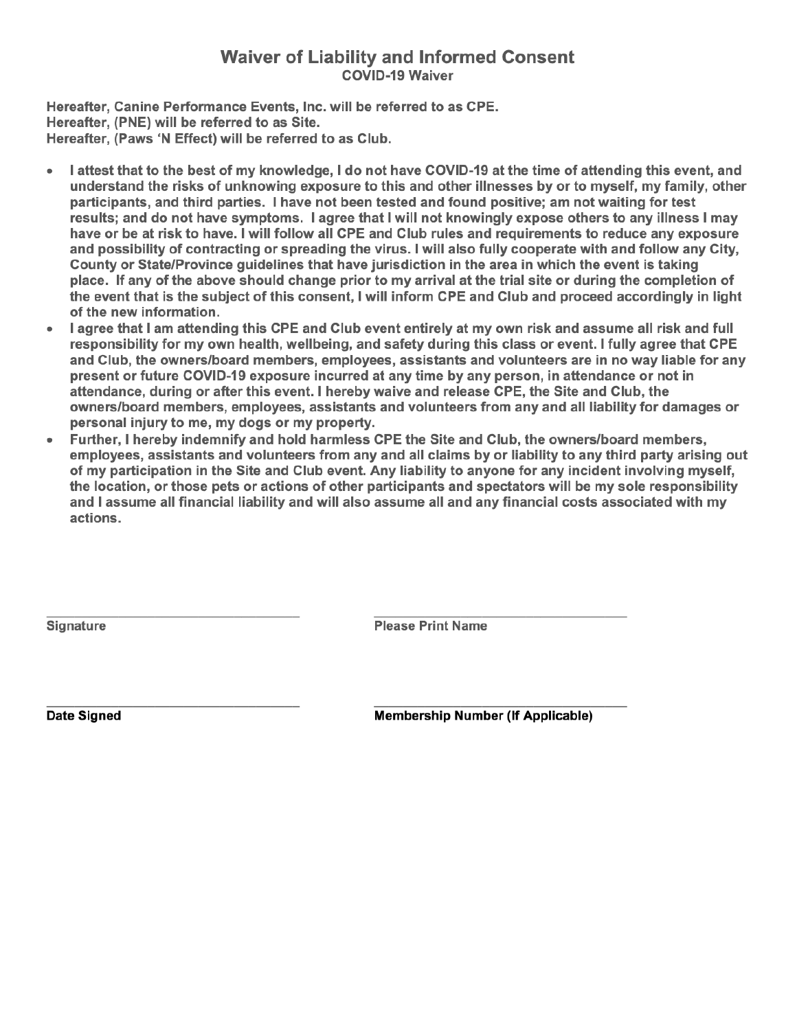# Waiver of Liability and Informed Consent

## COVID-19 Waiver

**Hereafter, Canine Performance Events, Inc. will be referred to as CPE.**
**Hereafter, (PNE) will be referred to as Site.**
**Hereafter, (Paws 'N Effect) will be referred to as Club.**

- **I attest that to the best of my knowledge, I do not have COVID-19 at the time of attending this event, and understand the risks of unknowing exposure to this and other illnesses by or to myself, my family, other participants, and third parties. I have not been tested and found positive; am not waiting for test results; and do not have symptoms. I agree that I will not knowingly expose others to any illness I may have or be at risk to have. I will follow all CPE and Club rules and requirements to reduce any exposure and possibility of contracting or spreading the virus. I will also fully cooperate with and follow any City, County or State/Province guidelines that have jurisdiction in the area in which the event is taking place. If any of the above should change prior to my arrival at the trial site or during the completion of the event that is the subject of this consent, I will inform CPE and Club and proceed accordingly in light of the new information.**
- **I agree that I am attending this CPE and Club event entirely at my own risk and assume all risk and full responsibility for my own health, wellbeing, and safety during this class or event. I fully agree that CPE and Club, the owners/board members, employees, assistants and volunteers are in no way liable for any present or future COVID-19 exposure incurred at any time by any person, in attendance or not in attendance, during or after this event. I hereby waive and release CPE, the Site and Club, the owners/board members, employees, assistants and volunteers from any and all liability for damages or personal injury to me, my dogs or my property.**
- **Further, I hereby indemnify and hold harmless CPE the Site and Club, the owners/board members, employees, assistants and volunteers from any and all claims by or liability to any third party arising out of my participation in the Site and Club event. Any liability to anyone for any incident involving myself, the location, or those pets or actions of other participants and spectators will be my sole responsibility and I assume all financial liability and will also assume all and any financial costs associated with my actions.**

\_\_\_\_\_\_\_\_\_\_\_\_\_\_\_\_\_\_\_\_\_\_\_\_\_\_\_\_\_\_\_\_
**Signature**

\_\_\_\_\_\_\_\_\_\_\_\_\_\_\_\_\_\_\_\_\_\_\_\_\_\_\_\_\_\_\_\_
**Please Print Name**

\_\_\_\_\_\_\_\_\_\_\_\_\_\_\_\_\_\_\_\_\_\_\_\_\_\_\_\_\_\_\_\_
**Date Signed**

\_\_\_\_\_\_\_\_\_\_\_\_\_\_\_\_\_\_\_\_\_\_\_\_\_\_\_\_\_\_\_\_
**Membership Number (If Applicable)**